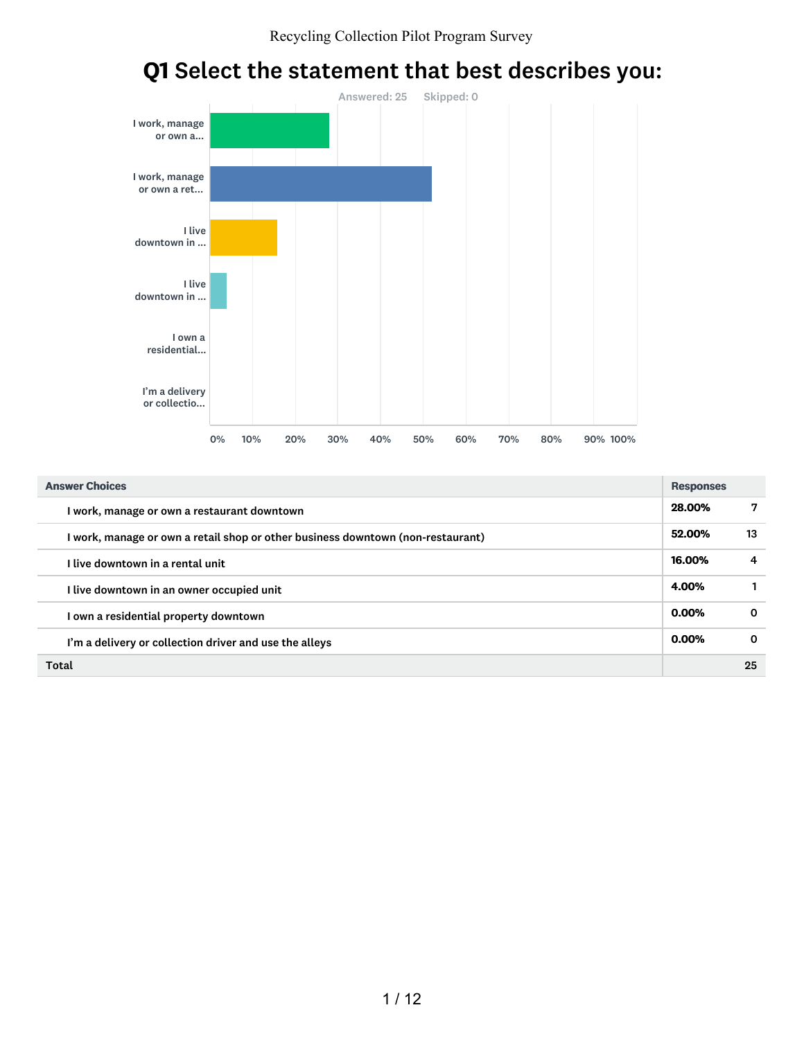# Q1 Select the statement that best describes you:

Answered: 25 Skipped: 0

| Answer Choices | Responses | |
|---|---|---|
| I work, manage or own a restaurant downtown | 28.00% | 7 |
| I work, manage or own a retail shop or other business downtown (non-restaurant) | 52.00% | 13 |
| I live downtown in a rental unit | 16.00% | 4 |
| I live downtown in an owner occupied unit | 4.00% | 1 |
| I own a residential property downtown | 0.00% | 0 |
| I'm a delivery or collection driver and use the alleys | 0.00% | 0 |
| **Total** | | **25** |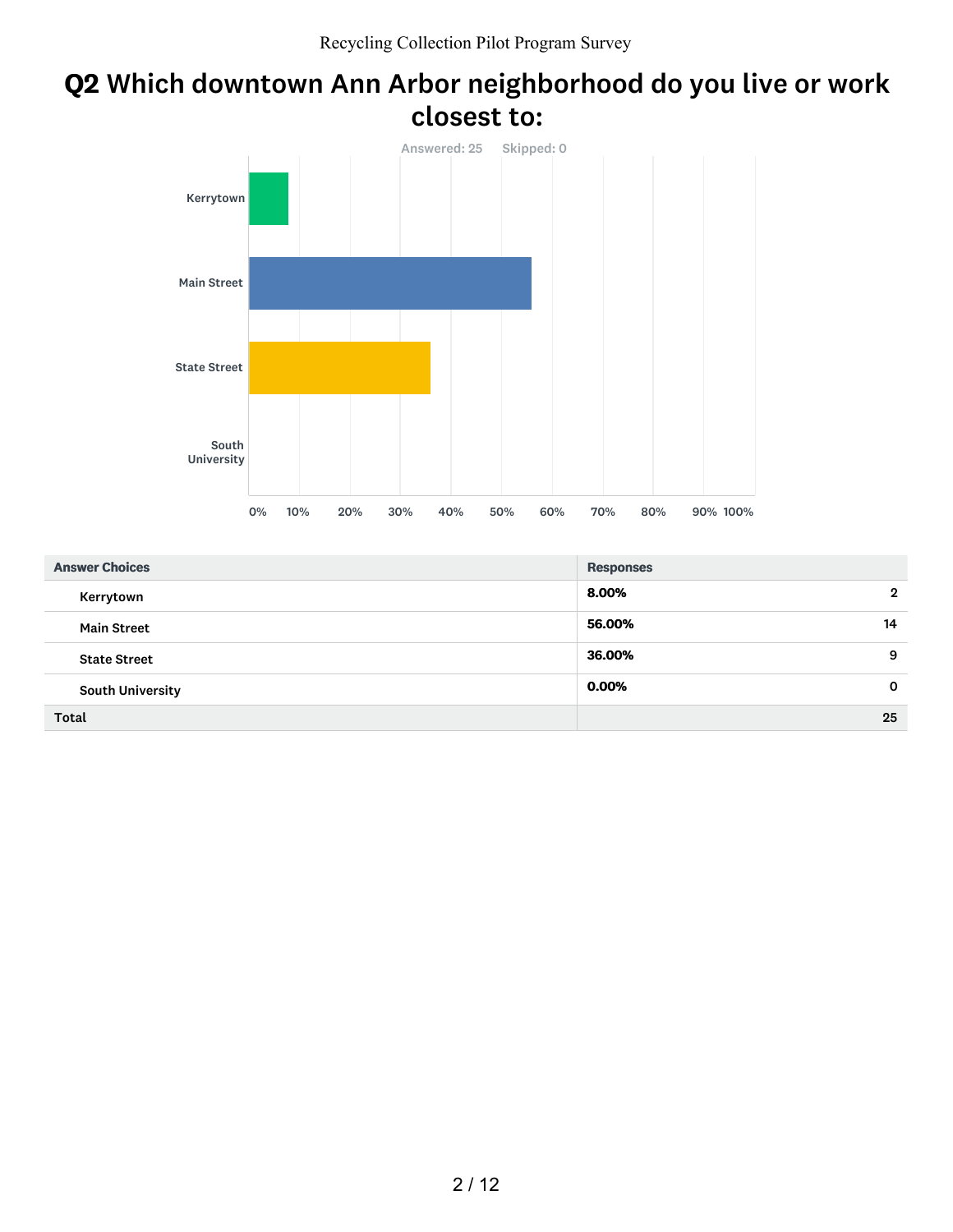## Q2 Which downtown Ann Arbor neighborhood do you live or work closest to:

Answered: 25    Skipped: 0

| Answer Choices | Responses | |
|---|---|---|
| Kerrytown | 8.00% | 2 |
| Main Street | 56.00% | 14 |
| State Street | 36.00% | 9 |
| South University | 0.00% | 0 |
| Total | | 25 |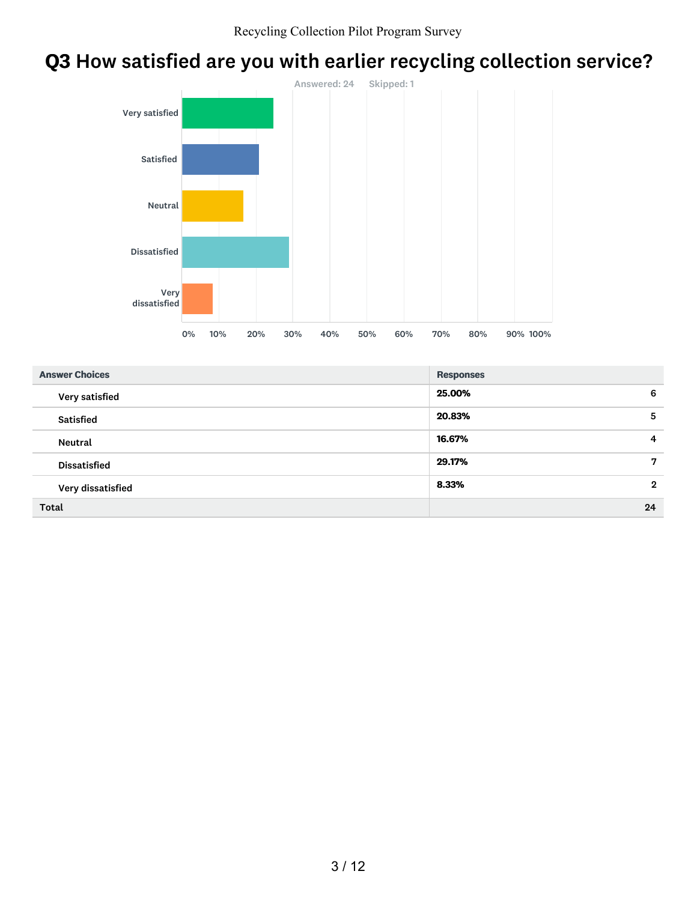# Q3 How satisfied are you with earlier recycling collection service?

Answered: 24 Skipped: 1

| Answer Choices | Responses | |
|---|---|---|
| Very satisfied | 25.00% | 6 |
| Satisfied | 20.83% | 5 |
| Neutral | 16.67% | 4 |
| Dissatisfied | 29.17% | 7 |
| Very dissatisfied | 8.33% | 2 |
| Total | | 24 |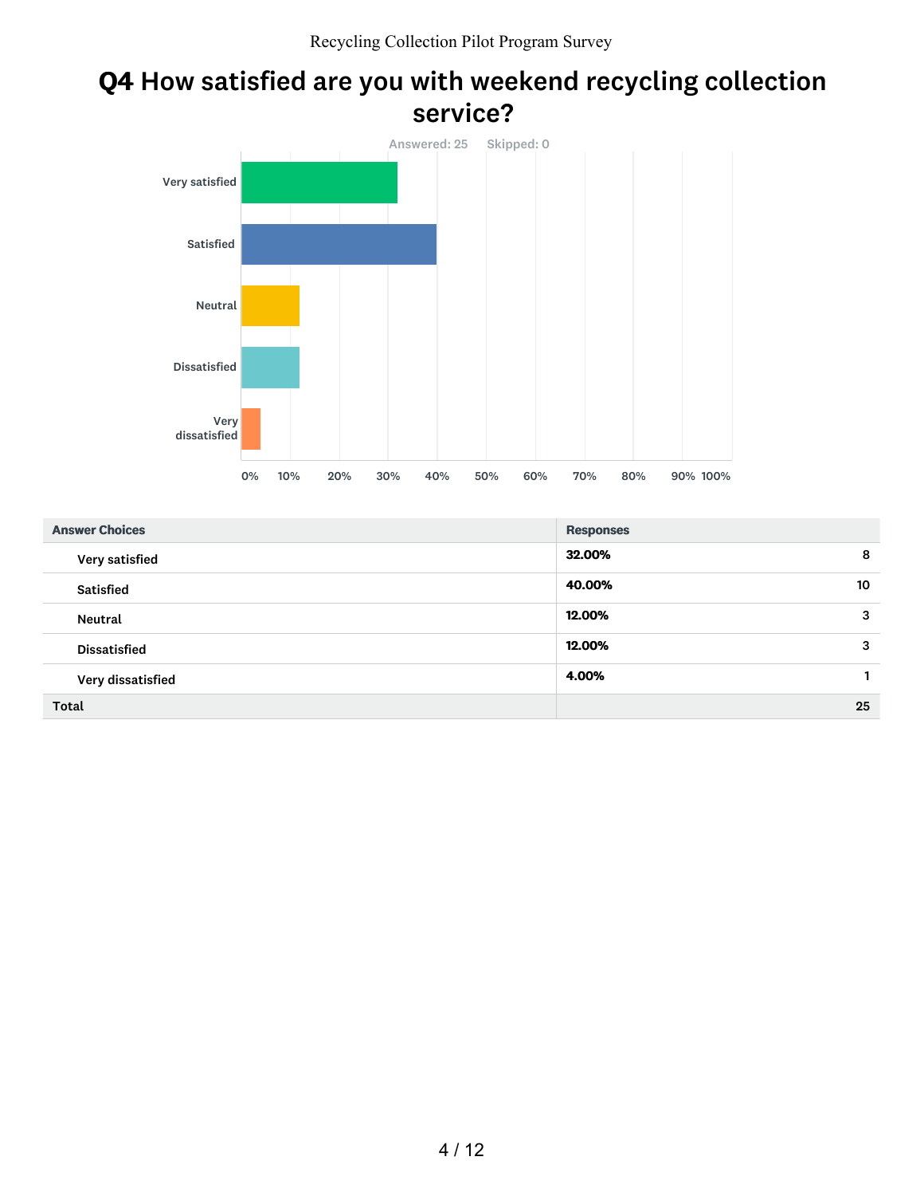## Q4 How satisfied are you with weekend recycling collection service?

Answered: 25 Skipped: 0

| Answer Choices | Responses | |
|---|---|---|
| Very satisfied | 32.00% | 8 |
| Satisfied | 40.00% | 10 |
| Neutral | 12.00% | 3 |
| Dissatisfied | 12.00% | 3 |
| Very dissatisfied | 4.00% | 1 |
| Total | | 25 |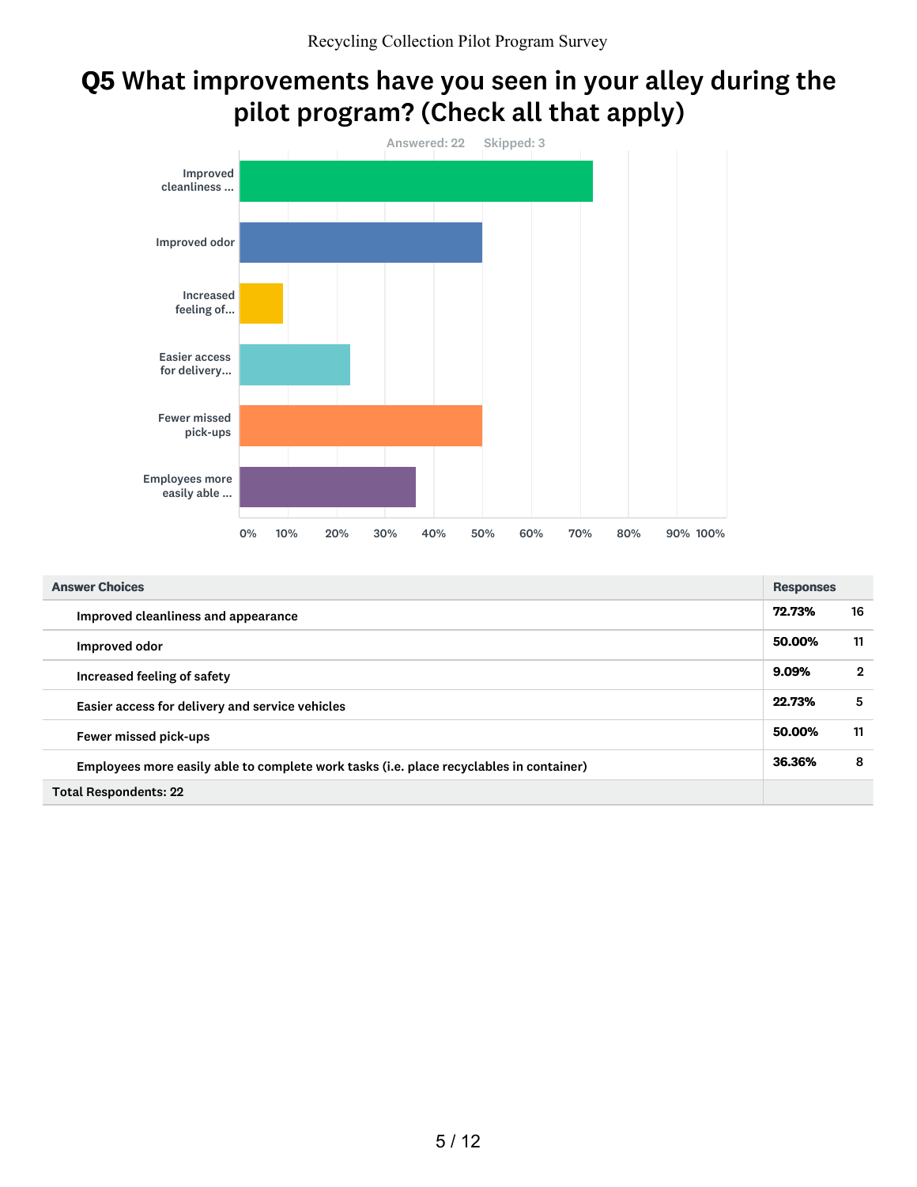# Q5 What improvements have you seen in your alley during the pilot program? (Check all that apply)

Answered: 22 Skipped: 3

| Answer Choices | Responses | |
|---|---|---|
| Improved cleanliness and appearance | 72.73% | 16 |
| Improved odor | 50.00% | 11 |
| Increased feeling of safety | 9.09% | 2 |
| Easier access for delivery and service vehicles | 22.73% | 5 |
| Fewer missed pick-ups | 50.00% | 11 |
| Employees more easily able to complete work tasks (i.e. place recyclables in container) | 36.36% | 8 |
| Total Respondents: 22 | | |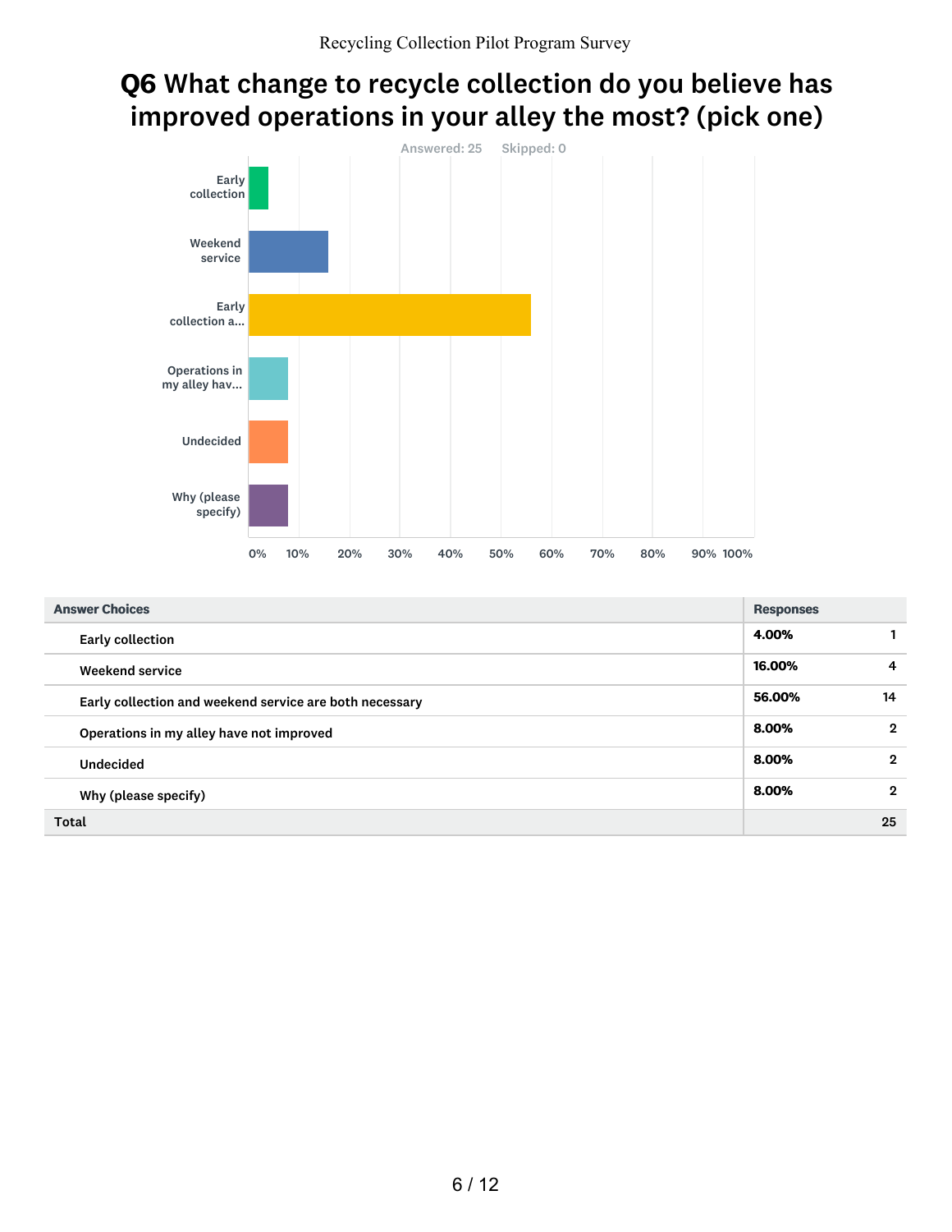## Q6 What change to recycle collection do you believe has improved operations in your alley the most? (pick one)

Answered: 25 Skipped: 0

| Answer Choices | Responses | |
|---|---|---|
| Early collection | 4.00% | 1 |
| Weekend service | 16.00% | 4 |
| Early collection and weekend service are both necessary | 56.00% | 14 |
| Operations in my alley have not improved | 8.00% | 2 |
| Undecided | 8.00% | 2 |
| Why (please specify) | 8.00% | 2 |
| **Total** | | **25** |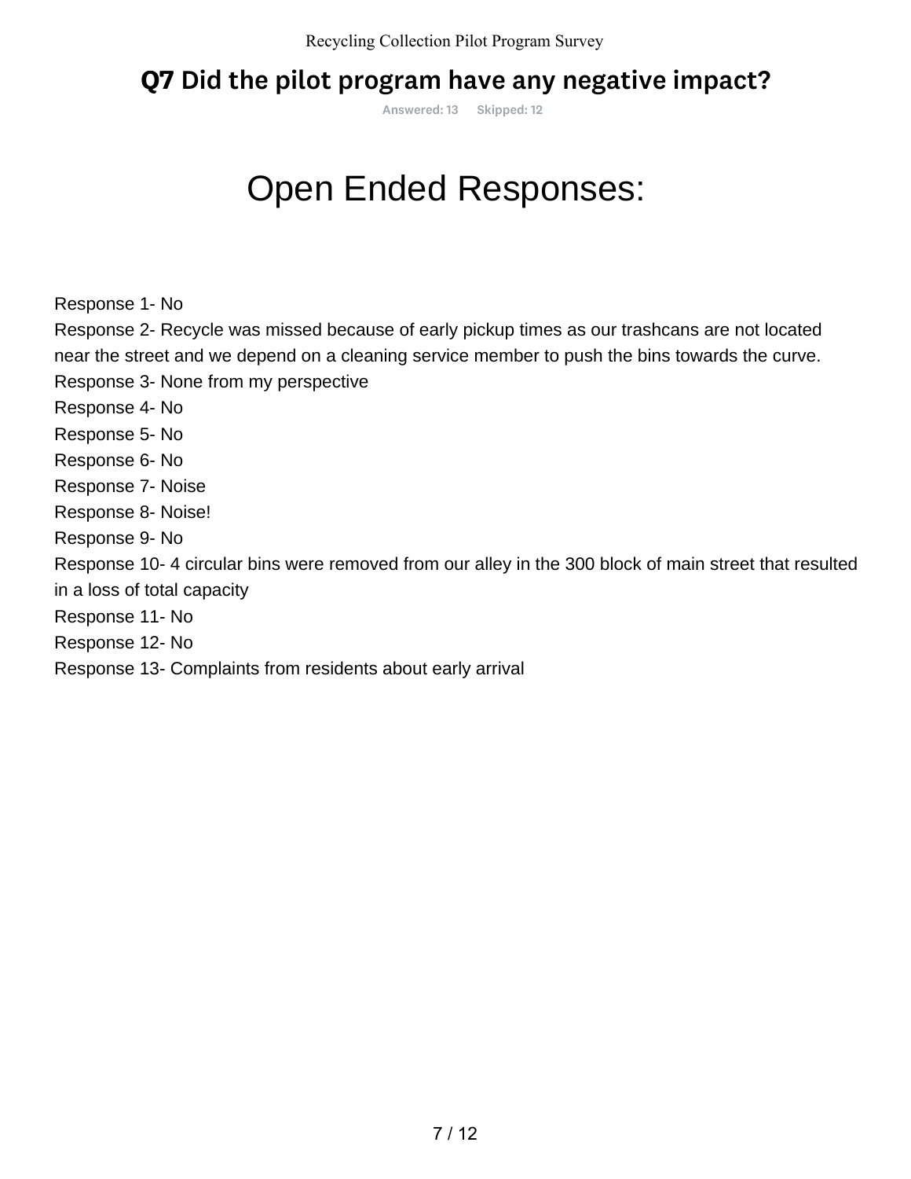## Q7 Did the pilot program have any negative impact?

Answered: 13 Skipped: 12

# Open Ended Responses:

Response 1- No
Response 2- Recycle was missed because of early pickup times as our trashcans are not located near the street and we depend on a cleaning service member to push the bins towards the curve.
Response 3- None from my perspective
Response 4- No
Response 5- No
Response 6- No
Response 7- Noise
Response 8- Noise!
Response 9- No
Response 10- 4 circular bins were removed from our alley in the 300 block of main street that resulted in a loss of total capacity
Response 11- No
Response 12- No
Response 13- Complaints from residents about early arrival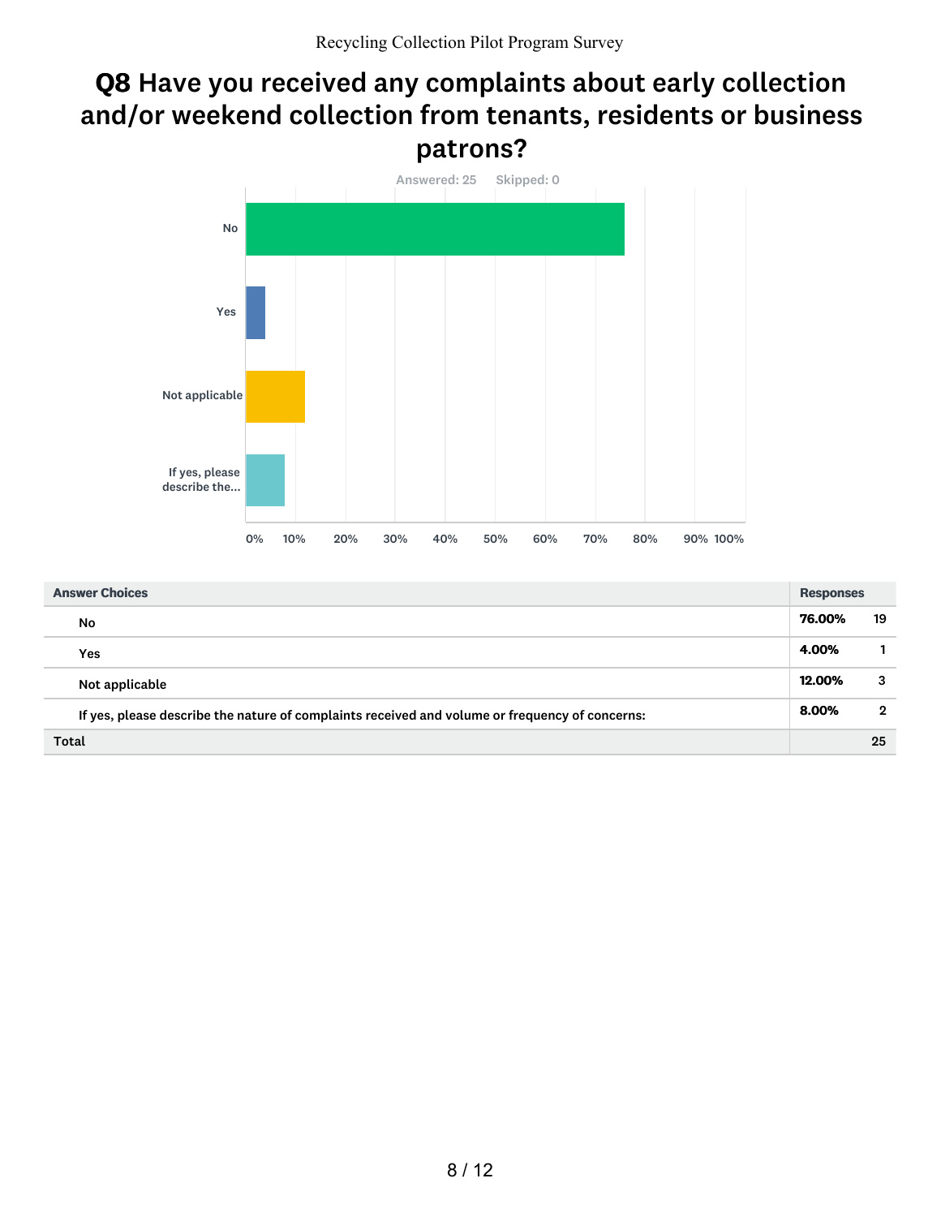# Q8 Have you received any complaints about early collection and/or weekend collection from tenants, residents or business patrons?

Answered: 25 Skipped: 0

| Answer Choices | Responses | |
|---|---|---|
| No | 76.00% | 19 |
| Yes | 4.00% | 1 |
| Not applicable | 12.00% | 3 |
| If yes, please describe the nature of complaints received and volume or frequency of concerns: | 8.00% | 2 |
| Total | | 25 |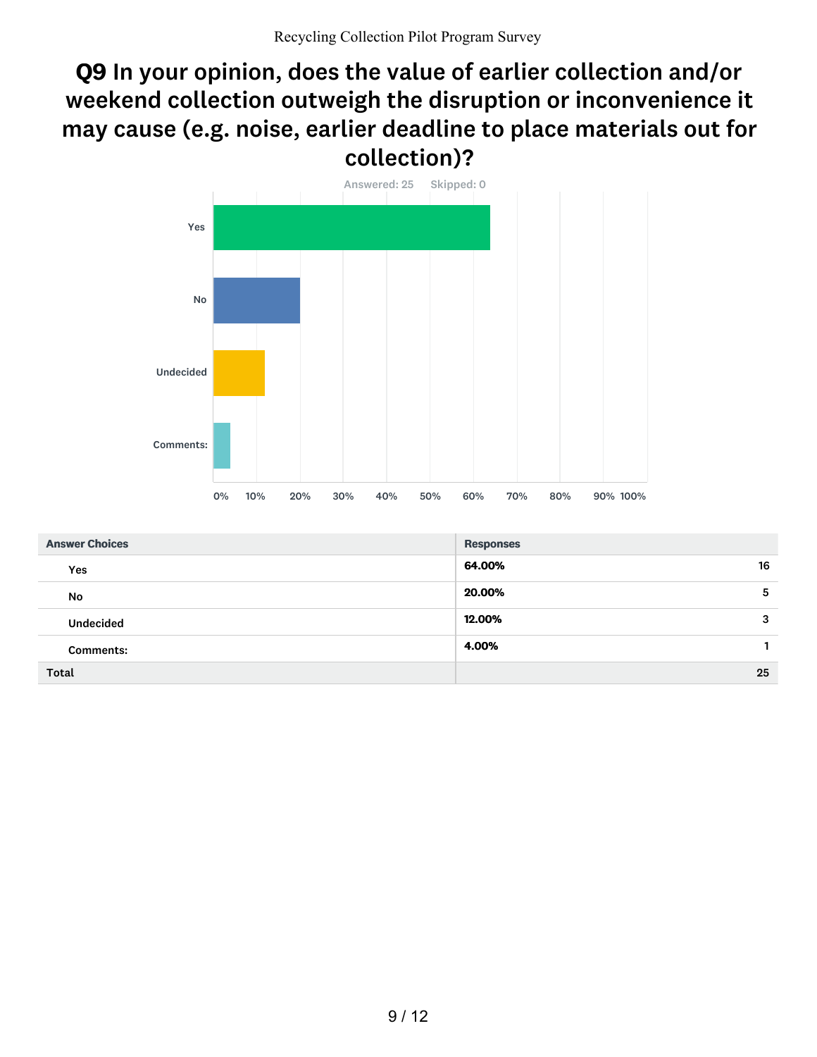## Q9 In your opinion, does the value of earlier collection and/or weekend collection outweigh the disruption or inconvenience it may cause (e.g. noise, earlier deadline to place materials out for collection)?

Answered: 25 Skipped: 0

| Answer Choices | Responses | |
|---|---|---|
| Yes | 64.00% | 16 |
| No | 20.00% | 5 |
| Undecided | 12.00% | 3 |
| Comments: | 4.00% | 1 |
| Total | | 25 |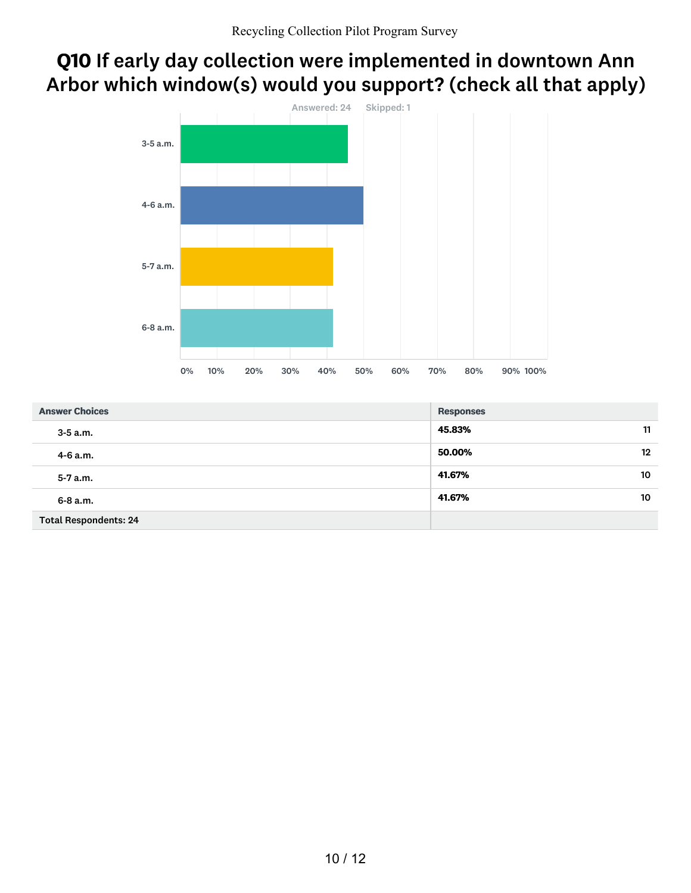## Q10 If early day collection were implemented in downtown Ann Arbor which window(s) would you support? (check all that apply)

Answered: 24 Skipped: 1

| Answer Choices | Responses | |
|---|---|---|
| 3-5 a.m. | 45.83% | 11 |
| 4-6 a.m. | 50.00% | 12 |
| 5-7 a.m. | 41.67% | 10 |
| 6-8 a.m. | 41.67% | 10 |
| Total Respondents: 24 | | |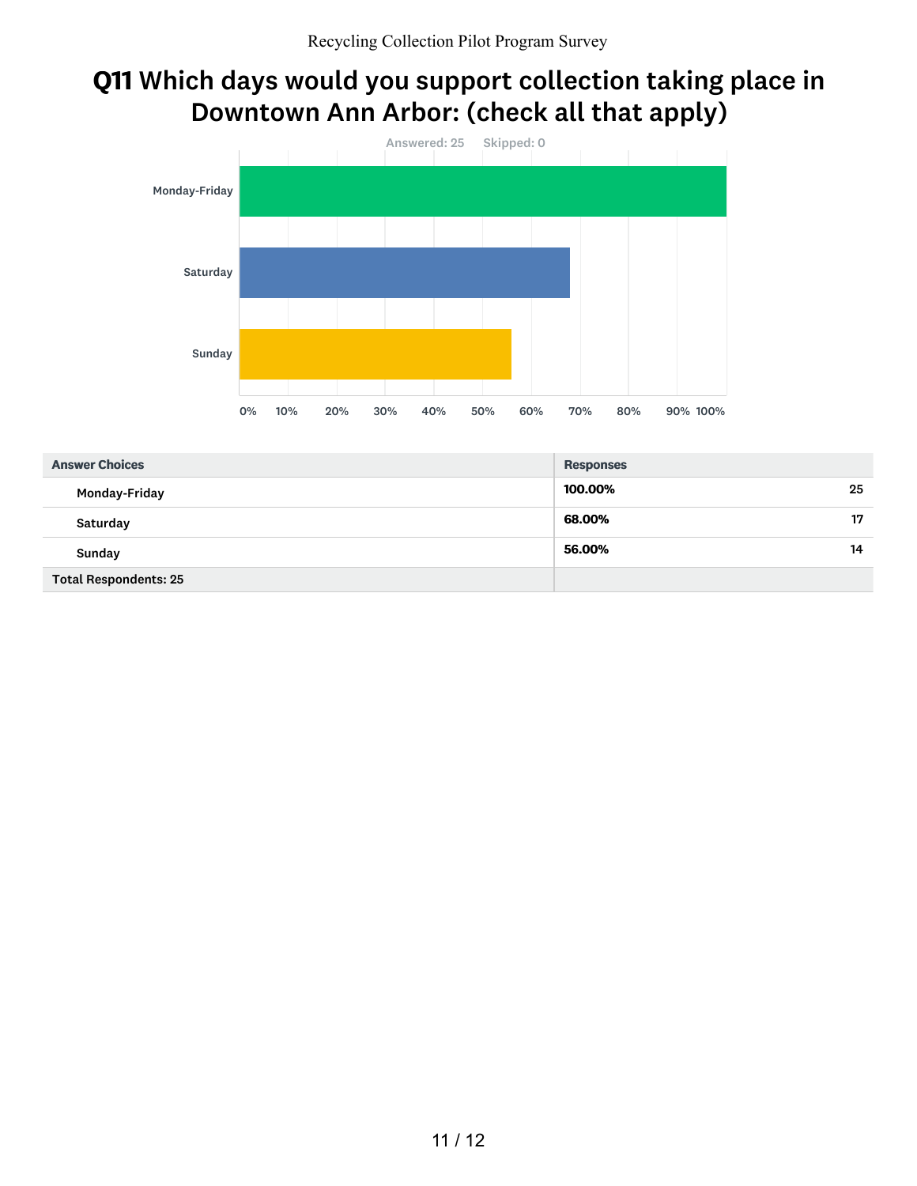## Q11 Which days would you support collection taking place in Downtown Ann Arbor: (check all that apply)

Answered: 25 Skipped: 0

| Answer Choices | Responses | |
|---|---|---|
| Monday-Friday | 100.00% | 25 |
| Saturday | 68.00% | 17 |
| Sunday | 56.00% | 14 |
| Total Respondents: 25 | | |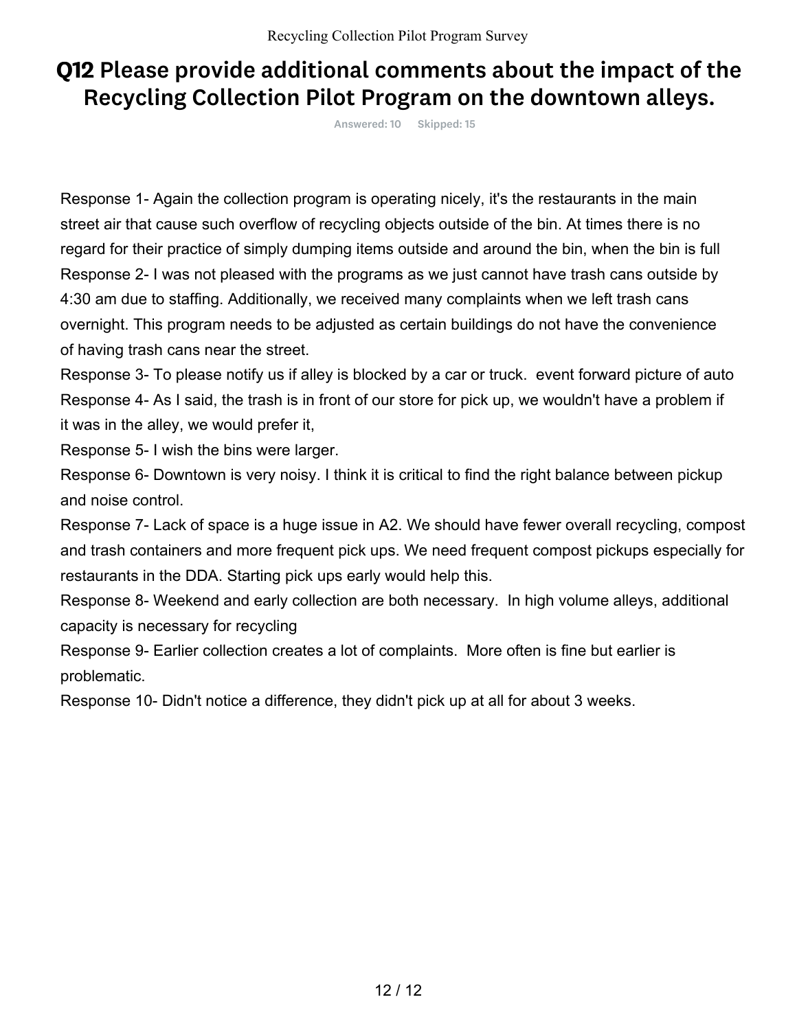## Q12 Please provide additional comments about the impact of the Recycling Collection Pilot Program on the downtown alleys.

Answered: 10 Skipped: 15

Response 1- Again the collection program is operating nicely, it's the restaurants in the main street air that cause such overflow of recycling objects outside of the bin. At times there is no regard for their practice of simply dumping items outside and around the bin, when the bin is full

Response 2- I was not pleased with the programs as we just cannot have trash cans outside by 4:30 am due to staffing. Additionally, we received many complaints when we left trash cans overnight. This program needs to be adjusted as certain buildings do not have the convenience of having trash cans near the street.

Response 3- To please notify us if alley is blocked by a car or truck. event forward picture of auto

Response 4- As I said, the trash is in front of our store for pick up, we wouldn't have a problem if it was in the alley, we would prefer it,

Response 5- I wish the bins were larger.

Response 6- Downtown is very noisy. I think it is critical to find the right balance between pickup and noise control.

Response 7- Lack of space is a huge issue in A2. We should have fewer overall recycling, compost and trash containers and more frequent pick ups. We need frequent compost pickups especially for restaurants in the DDA. Starting pick ups early would help this.

Response 8- Weekend and early collection are both necessary. In high volume alleys, additional capacity is necessary for recycling

Response 9- Earlier collection creates a lot of complaints. More often is fine but earlier is problematic.

Response 10- Didn't notice a difference, they didn't pick up at all for about 3 weeks.